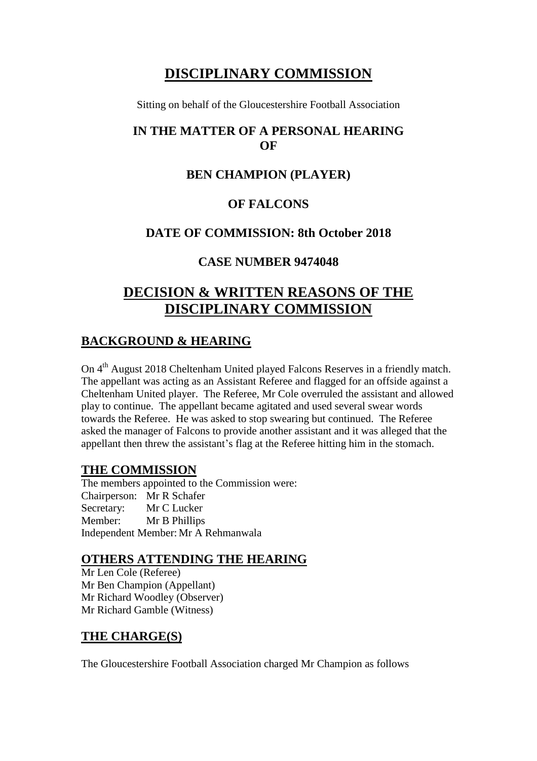# DISCIPLINARY COMMISSION

Sitting on behalf of the Gloucestershire Football Association

## IN THE MATTER OF A PERSONAL HEARING OF

## BEN CHAMPION (PLAYER)

## OF FALCONS

## DATE OF COMMISSION: 8th October 2018

## CASE NUMBER 9474048

# DECISION & WRITTEN REASONS OF THE DISCIPLINARY COMMISSION

## BACKGROUND & HEARING

On 4th August 2018 Cheltenham United played Falcons Reserves in a friendly match. The appellant was acting as an Assistant Referee and flagged for an offside against a Cheltenham United player. The Referee, Mr Cole overruled the assistant and allowed play to continue. The appellant became agitated and used several swear words towards the Referee. He was asked to stop swearing but continued. The Referee asked the manager of Falcons to provide another assistant and it was alleged that the appellant then threw the assistant's flag at the Referee hitting him in the stomach.

## THE COMMISSION

The members appointed to the Commission were:
Chairperson: Mr R Schafer
Secretary: Mr C Lucker
Member: Mr B Phillips
Independent Member: Mr A Rehmanwala

## OTHERS ATTENDING THE HEARING

Mr Len Cole (Referee)
Mr Ben Champion (Appellant)
Mr Richard Woodley (Observer)
Mr Richard Gamble (Witness)

## THE CHARGE(S)

The Gloucestershire Football Association charged Mr Champion as follows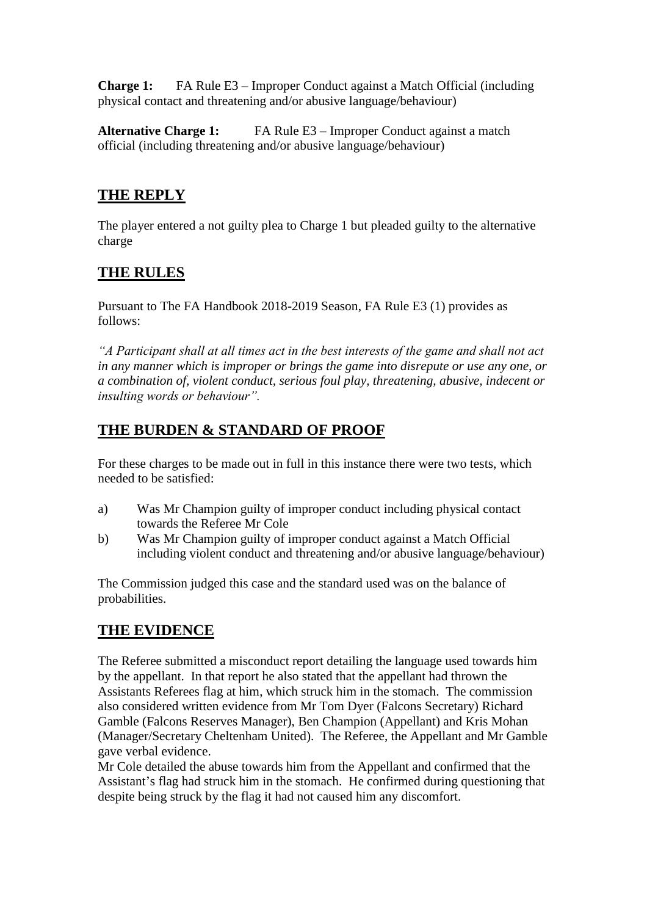**Charge 1:** FA Rule E3 – Improper Conduct against a Match Official (including physical contact and threatening and/or abusive language/behaviour)

**Alternative Charge 1:** FA Rule E3 – Improper Conduct against a match official (including threatening and/or abusive language/behaviour)

## THE REPLY

The player entered a not guilty plea to Charge 1 but pleaded guilty to the alternative charge

## THE RULES

Pursuant to The FA Handbook 2018-2019 Season, FA Rule E3 (1) provides as follows:

*"A Participant shall at all times act in the best interests of the game and shall not act in any manner which is improper or brings the game into disrepute or use any one, or a combination of, violent conduct, serious foul play, threatening, abusive, indecent or insulting words or behaviour".*

## THE BURDEN & STANDARD OF PROOF

For these charges to be made out in full in this instance there were two tests, which needed to be satisfied:

a) Was Mr Champion guilty of improper conduct including physical contact towards the Referee Mr Cole

b) Was Mr Champion guilty of improper conduct against a Match Official including violent conduct and threatening and/or abusive language/behaviour)

The Commission judged this case and the standard used was on the balance of probabilities.

## THE EVIDENCE

The Referee submitted a misconduct report detailing the language used towards him by the appellant. In that report he also stated that the appellant had thrown the Assistants Referees flag at him, which struck him in the stomach. The commission also considered written evidence from Mr Tom Dyer (Falcons Secretary) Richard Gamble (Falcons Reserves Manager), Ben Champion (Appellant) and Kris Mohan (Manager/Secretary Cheltenham United). The Referee, the Appellant and Mr Gamble gave verbal evidence.

Mr Cole detailed the abuse towards him from the Appellant and confirmed that the Assistant's flag had struck him in the stomach. He confirmed during questioning that despite being struck by the flag it had not caused him any discomfort.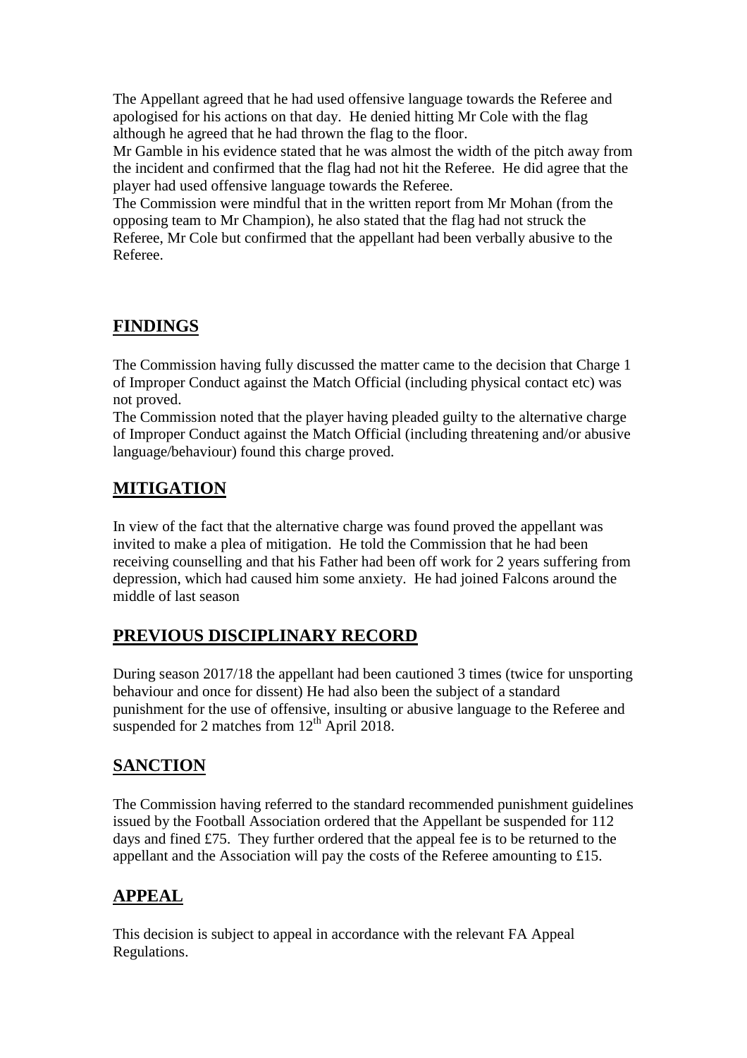The Appellant agreed that he had used offensive language towards the Referee and apologised for his actions on that day. He denied hitting Mr Cole with the flag although he agreed that he had thrown the flag to the floor.
Mr Gamble in his evidence stated that he was almost the width of the pitch away from the incident and confirmed that the flag had not hit the Referee. He did agree that the player had used offensive language towards the Referee.
The Commission were mindful that in the written report from Mr Mohan (from the opposing team to Mr Champion), he also stated that the flag had not struck the Referee, Mr Cole but confirmed that the appellant had been verbally abusive to the Referee.

## FINDINGS

The Commission having fully discussed the matter came to the decision that Charge 1 of Improper Conduct against the Match Official (including physical contact etc) was not proved.
The Commission noted that the player having pleaded guilty to the alternative charge of Improper Conduct against the Match Official (including threatening and/or abusive language/behaviour) found this charge proved.

## MITIGATION

In view of the fact that the alternative charge was found proved the appellant was invited to make a plea of mitigation. He told the Commission that he had been receiving counselling and that his Father had been off work for 2 years suffering from depression, which had caused him some anxiety. He had joined Falcons around the middle of last season

## PREVIOUS DISCIPLINARY RECORD

During season 2017/18 the appellant had been cautioned 3 times (twice for unsporting behaviour and once for dissent) He had also been the subject of a standard punishment for the use of offensive, insulting or abusive language to the Referee and suspended for 2 matches from 12th April 2018.

## SANCTION

The Commission having referred to the standard recommended punishment guidelines issued by the Football Association ordered that the Appellant be suspended for 112 days and fined £75. They further ordered that the appeal fee is to be returned to the appellant and the Association will pay the costs of the Referee amounting to £15.

## APPEAL

This decision is subject to appeal in accordance with the relevant FA Appeal Regulations.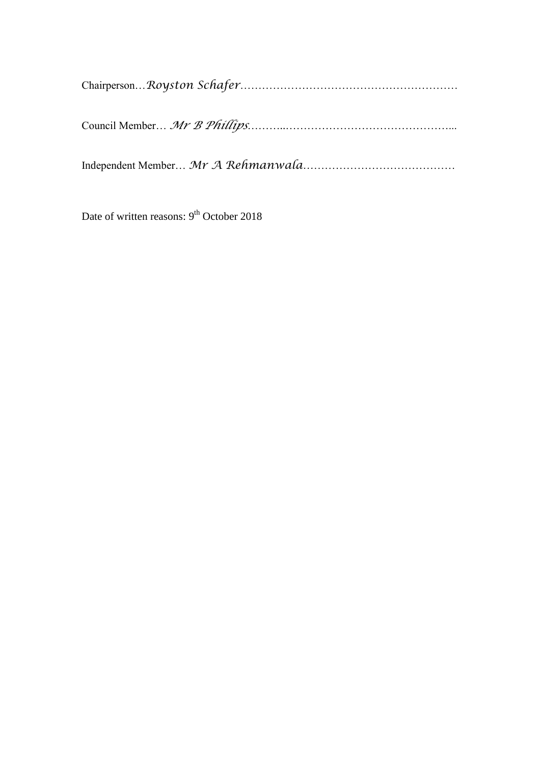Chairperson…*Royston Schafer*……………………………………………………

Council Member… *Mr B Phillips*………..………………………………………...

Independent Member… *Mr A Rehmanwala*……………………………………

Date of written reasons: 9th October 2018